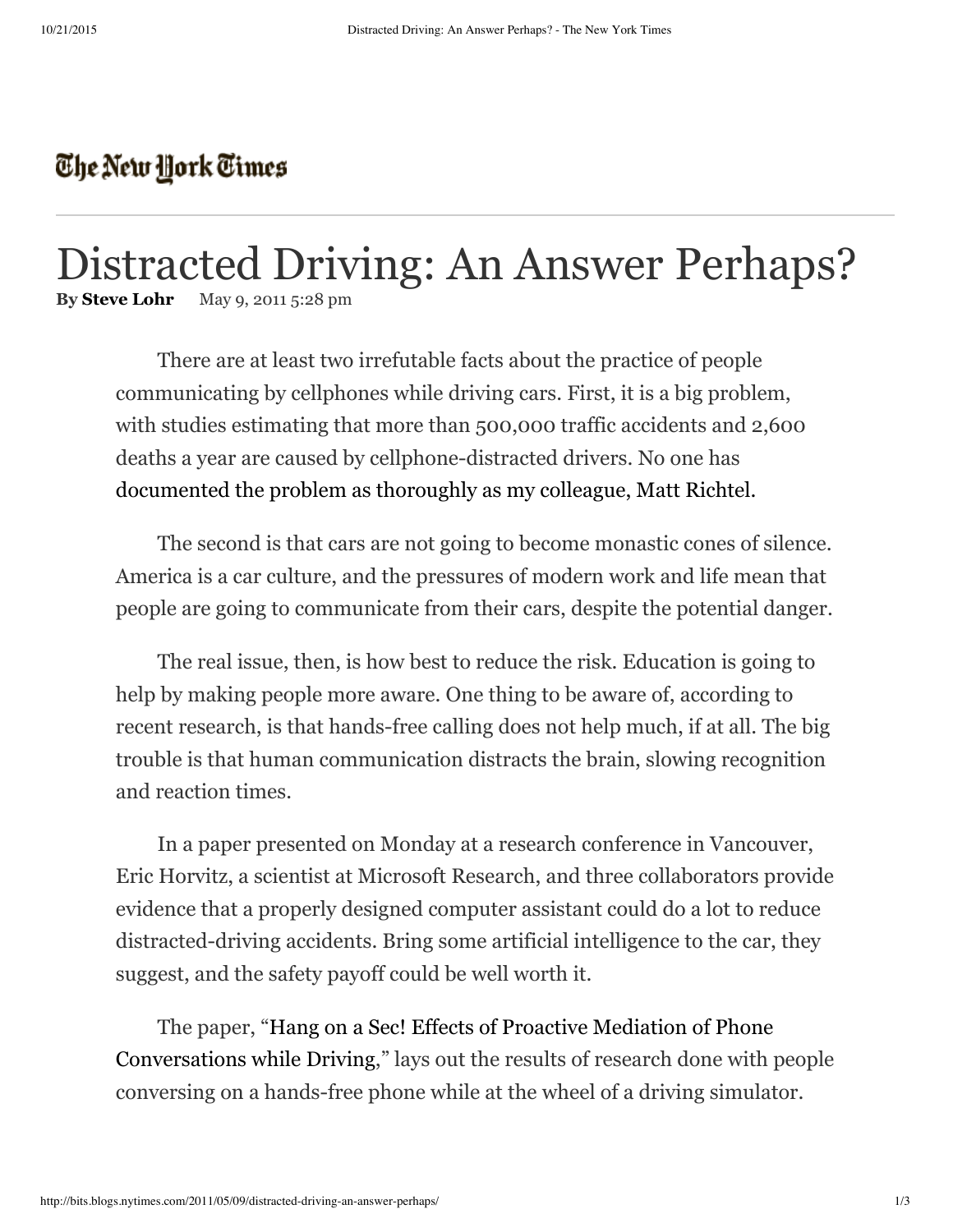The New York Times

# Distracted Driving: An Answer Perhaps?

**By Steve Lohr** May 9, 2011 5:28 pm

There are at least two irrefutable facts about the practice of people communicating by cellphones while driving cars. First, it is a big problem, with studies estimating that more than 500,000 traffic accidents and 2,600 deaths a year are caused by cellphone-distracted drivers. No one has documented the problem as thoroughly as my colleague, Matt Richtel.

The second is that cars are not going to become monastic cones of silence. America is a car culture, and the pressures of modern work and life mean that people are going to communicate from their cars, despite the potential danger.

The real issue, then, is how best to reduce the risk. Education is going to help by making people more aware. One thing to be aware of, according to recent research, is that hands-free calling does not help much, if at all. The big trouble is that human communication distracts the brain, slowing recognition and reaction times.

In a paper presented on Monday at a research conference in Vancouver, Eric Horvitz, a scientist at Microsoft Research, and three collaborators provide evidence that a properly designed computer assistant could do a lot to reduce distracted-driving accidents. Bring some artificial intelligence to the car, they suggest, and the safety payoff could be well worth it.

The paper, "Hang on a Sec! Effects of Proactive Mediation of Phone Conversations while Driving," lays out the results of research done with people conversing on a hands-free phone while at the wheel of a driving simulator.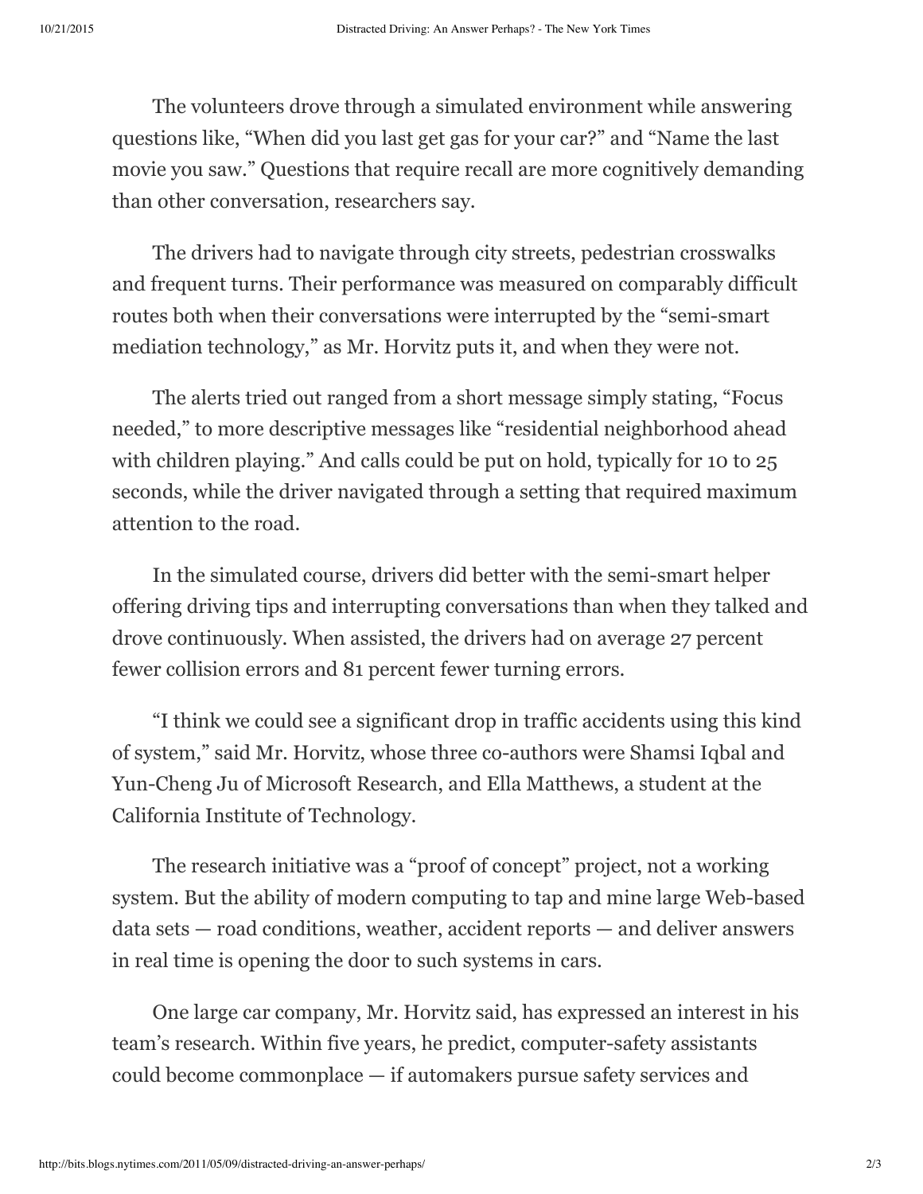The volunteers drove through a simulated environment while answering questions like, "When did you last get gas for your car?" and "Name the last movie you saw." Questions that require recall are more cognitively demanding than other conversation, researchers say.

The drivers had to navigate through city streets, pedestrian crosswalks and frequent turns. Their performance was measured on comparably difficult routes both when their conversations were interrupted by the "semi-smart mediation technology," as Mr. Horvitz puts it, and when they were not.

The alerts tried out ranged from a short message simply stating, "Focus needed," to more descriptive messages like "residential neighborhood ahead with children playing." And calls could be put on hold, typically for 10 to 25 seconds, while the driver navigated through a setting that required maximum attention to the road.

In the simulated course, drivers did better with the semi-smart helper offering driving tips and interrupting conversations than when they talked and drove continuously. When assisted, the drivers had on average 27 percent fewer collision errors and 81 percent fewer turning errors.

"I think we could see a significant drop in traffic accidents using this kind of system," said Mr. Horvitz, whose three co-authors were Shamsi Iqbal and Yun-Cheng Ju of Microsoft Research, and Ella Matthews, a student at the California Institute of Technology.

The research initiative was a "proof of concept" project, not a working system. But the ability of modern computing to tap and mine large Web-based data sets — road conditions, weather, accident reports — and deliver answers in real time is opening the door to such systems in cars.

One large car company, Mr. Horvitz said, has expressed an interest in his team's research. Within five years, he predict, computer-safety assistants could become commonplace — if automakers pursue safety services and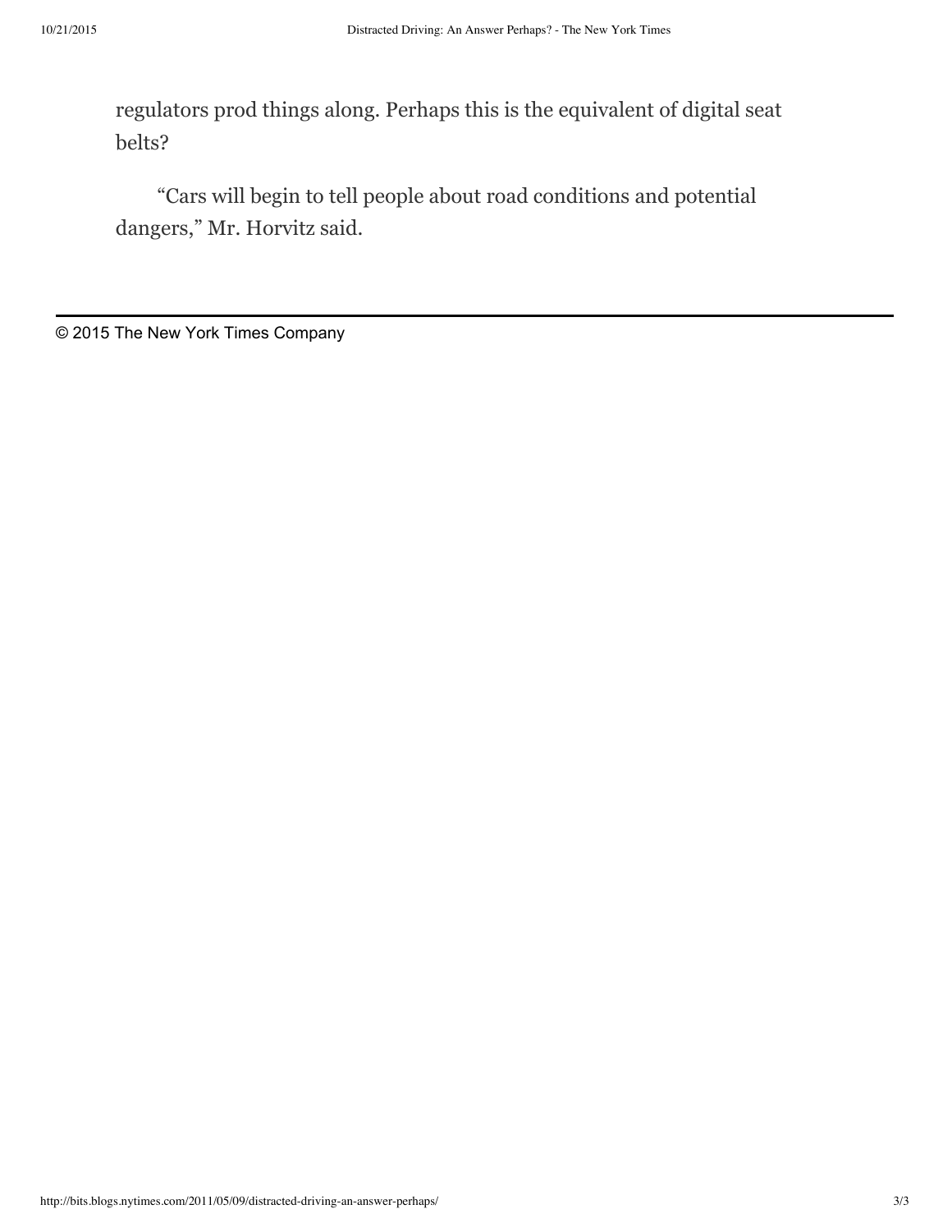regulators prod things along. Perhaps this is the equivalent of digital seat belts?

"Cars will begin to tell people about road conditions and potential dangers," Mr. Horvitz said.

© 2015 The New York Times Company